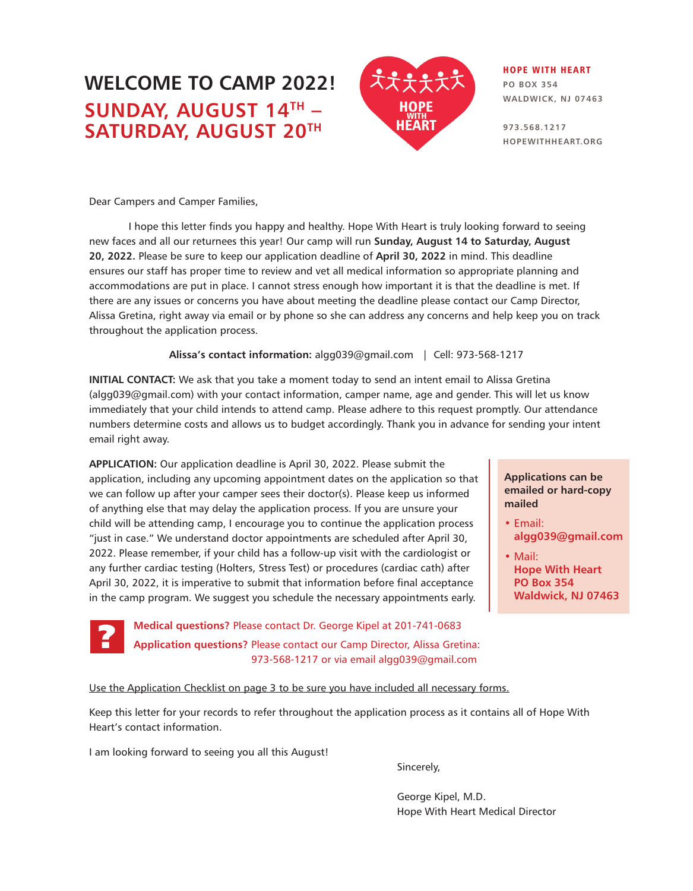# WELCOME TO CAMP 2022!

## SUNDAY, AUGUST 14TH – SATURDAY, AUGUST 20TH

HOPE WITH HEART

**HOPE WITH HEART**
PO BOX 354
WALDWICK, NJ 07463

973.568.1217
HOPEWITHHEART.ORG

Dear Campers and Camper Families,

I hope this letter finds you happy and healthy. Hope With Heart is truly looking forward to seeing new faces and all our returnees this year! Our camp will run **Sunday, August 14 to Saturday, August 20, 2022.** Please be sure to keep our application deadline of **April 30, 2022** in mind. This deadline ensures our staff has proper time to review and vet all medical information so appropriate planning and accommodations are put in place. I cannot stress enough how important it is that the deadline is met. If there are any issues or concerns you have about meeting the deadline please contact our Camp Director, Alissa Gretina, right away via email or by phone so she can address any concerns and help keep you on track throughout the application process.

**Alissa's contact information:** algg039@gmail.com | Cell: 973-568-1217

**INITIAL CONTACT:** We ask that you take a moment today to send an intent email to Alissa Gretina (algg039@gmail.com) with your contact information, camper name, age and gender. This will let us know immediately that your child intends to attend camp. Please adhere to this request promptly. Our attendance numbers determine costs and allows us to budget accordingly. Thank you in advance for sending your intent email right away.

**APPLICATION:** Our application deadline is April 30, 2022. Please submit the application, including any upcoming appointment dates on the application so that we can follow up after your camper sees their doctor(s). Please keep us informed of anything else that may delay the application process. If you are unsure your child will be attending camp, I encourage you to continue the application process "just in case." We understand doctor appointments are scheduled after April 30, 2022. Please remember, if your child has a follow-up visit with the cardiologist or any further cardiac testing (Holters, Stress Test) or procedures (cardiac cath) after April 30, 2022, it is imperative to submit that information before final acceptance in the camp program. We suggest you schedule the necessary appointments early.

**Applications can be emailed or hard-copy mailed**

- Email: **algg039@gmail.com**
- Mail: **Hope With Heart PO Box 354 Waldwick, NJ 07463**

**Medical questions?** Please contact Dr. George Kipel at 201-741-0683

**Application questions?** Please contact our Camp Director, Alissa Gretina: 973-568-1217 or via email algg039@gmail.com

Use the Application Checklist on page 3 to be sure you have included all necessary forms.

Keep this letter for your records to refer throughout the application process as it contains all of Hope With Heart's contact information.

I am looking forward to seeing you all this August!

Sincerely,

George Kipel, M.D.
Hope With Heart Medical Director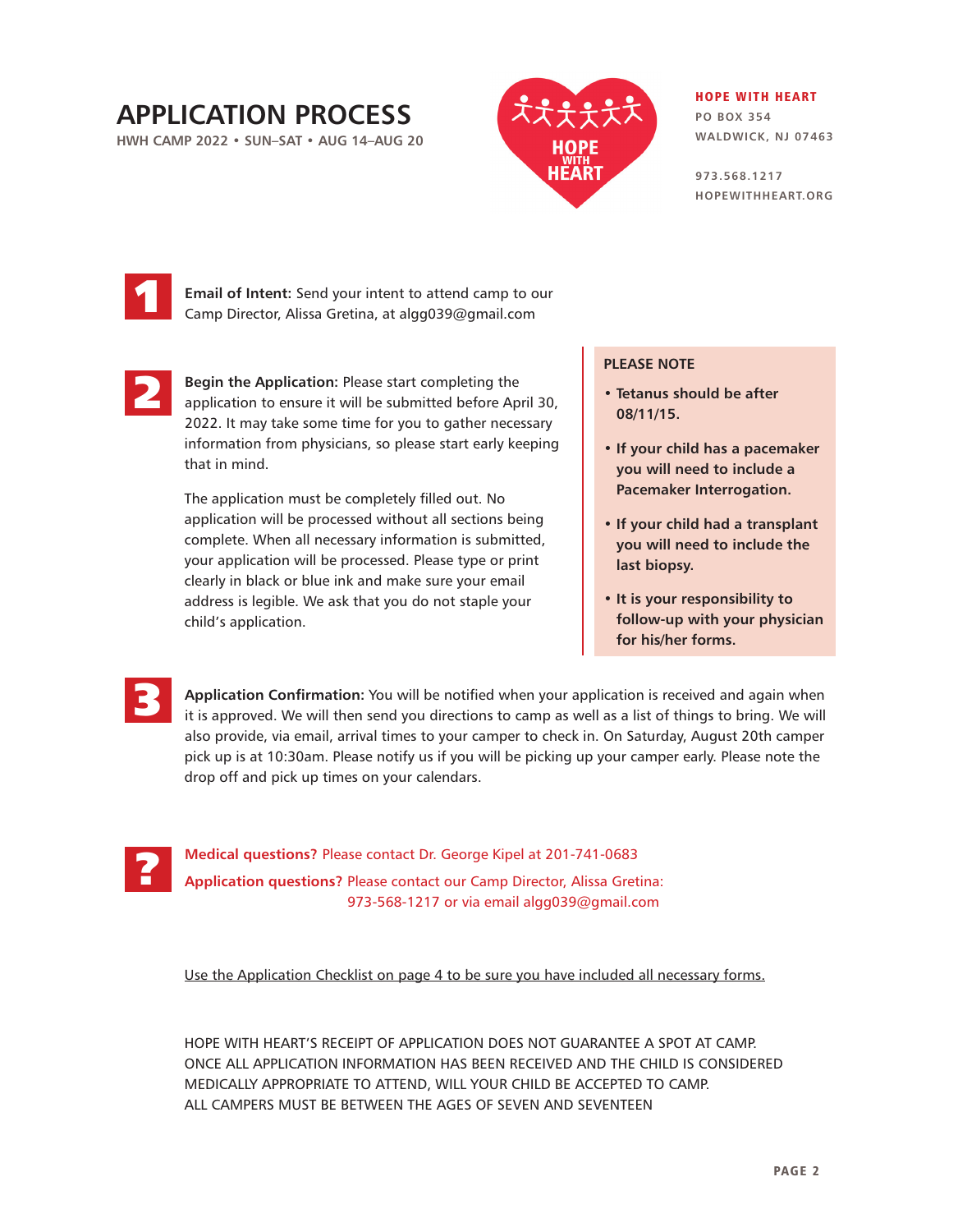# APPLICATION PROCESS

HWH CAMP 2022 • SUN–SAT • AUG 14–AUG 20

**HOPE WITH HEART**
PO BOX 354
WALDWICK, NJ 07463

973.568.1217
HOPEWITHHEART.ORG

**1** **Email of Intent:** Send your intent to attend camp to our Camp Director, Alissa Gretina, at algg039@gmail.com

**2** **Begin the Application:** Please start completing the application to ensure it will be submitted before April 30, 2022. It may take some time for you to gather necessary information from physicians, so please start early keeping that in mind.

The application must be completely filled out. No application will be processed without all sections being complete. When all necessary information is submitted, your application will be processed. Please type or print clearly in black or blue ink and make sure your email address is legible. We ask that you do not staple your child's application.

**PLEASE NOTE**

- **Tetanus should be after 08/11/15.**
- **If your child has a pacemaker you will need to include a Pacemaker Interrogation.**
- **If your child had a transplant you will need to include the last biopsy.**
- **It is your responsibility to follow-up with your physician for his/her forms.**

**3** **Application Confirmation:** You will be notified when your application is received and again when it is approved. We will then send you directions to camp as well as a list of things to bring. We will also provide, via email, arrival times to your camper to check in. On Saturday, August 20th camper pick up is at 10:30am. Please notify us if you will be picking up your camper early. Please note the drop off and pick up times on your calendars.

**?** **Medical questions?** Please contact Dr. George Kipel at 201-741-0683

**Application questions?** Please contact our Camp Director, Alissa Gretina: 973-568-1217 or via email algg039@gmail.com

Use the Application Checklist on page 4 to be sure you have included all necessary forms.

HOPE WITH HEART'S RECEIPT OF APPLICATION DOES NOT GUARANTEE A SPOT AT CAMP. ONCE ALL APPLICATION INFORMATION HAS BEEN RECEIVED AND THE CHILD IS CONSIDERED MEDICALLY APPROPRIATE TO ATTEND, WILL YOUR CHILD BE ACCEPTED TO CAMP. ALL CAMPERS MUST BE BETWEEN THE AGES OF SEVEN AND SEVENTEEN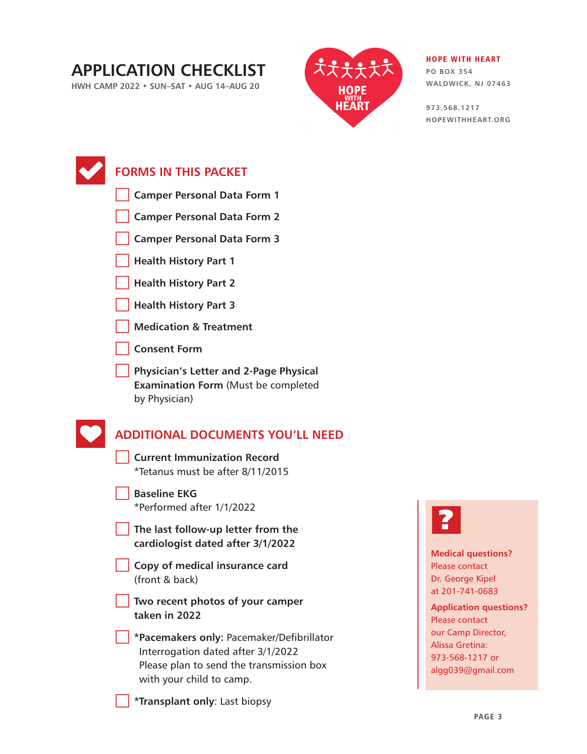# APPLICATION CHECKLIST

HWH CAMP 2022 • SUN–SAT • AUG 14–AUG 20

**HOPE WITH HEART**
PO BOX 354
WALDWICK, NJ 07463

973.568.1217
HOPEWITHHEART.ORG

## FORMS IN THIS PACKET

- [ ] **Camper Personal Data Form 1**
- [ ] **Camper Personal Data Form 2**
- [ ] **Camper Personal Data Form 3**
- [ ] **Health History Part 1**
- [ ] **Health History Part 2**
- [ ] **Health History Part 3**
- [ ] **Medication & Treatment**
- [ ] **Consent Form**
- [ ] **Physician's Letter and 2-Page Physical Examination Form** (Must be completed by Physician)

## ADDITIONAL DOCUMENTS YOU'LL NEED

- [ ] **Current Immunization Record**
  *Tetanus must be after 8/11/2015
- [ ] **Baseline EKG**
  *Performed after 1/1/2022
- [ ] **The last follow-up letter from the cardiologist dated after 3/1/2022**
- [ ] **Copy of medical insurance card** (front & back)
- [ ] **Two recent photos of your camper taken in 2022**
- [ ] ***Pacemakers only:** Pacemaker/Defibrillator Interrogation dated after 3/1/2022
  Please plan to send the transmission box with your child to camp.
- [ ] ***Transplant only**: Last biopsy

**Medical questions?**
Please contact Dr. George Kipel at 201-741-0683

**Application questions?**
Please contact our Camp Director, Alissa Gretina: 973-568-1217 or algg039@gmail.com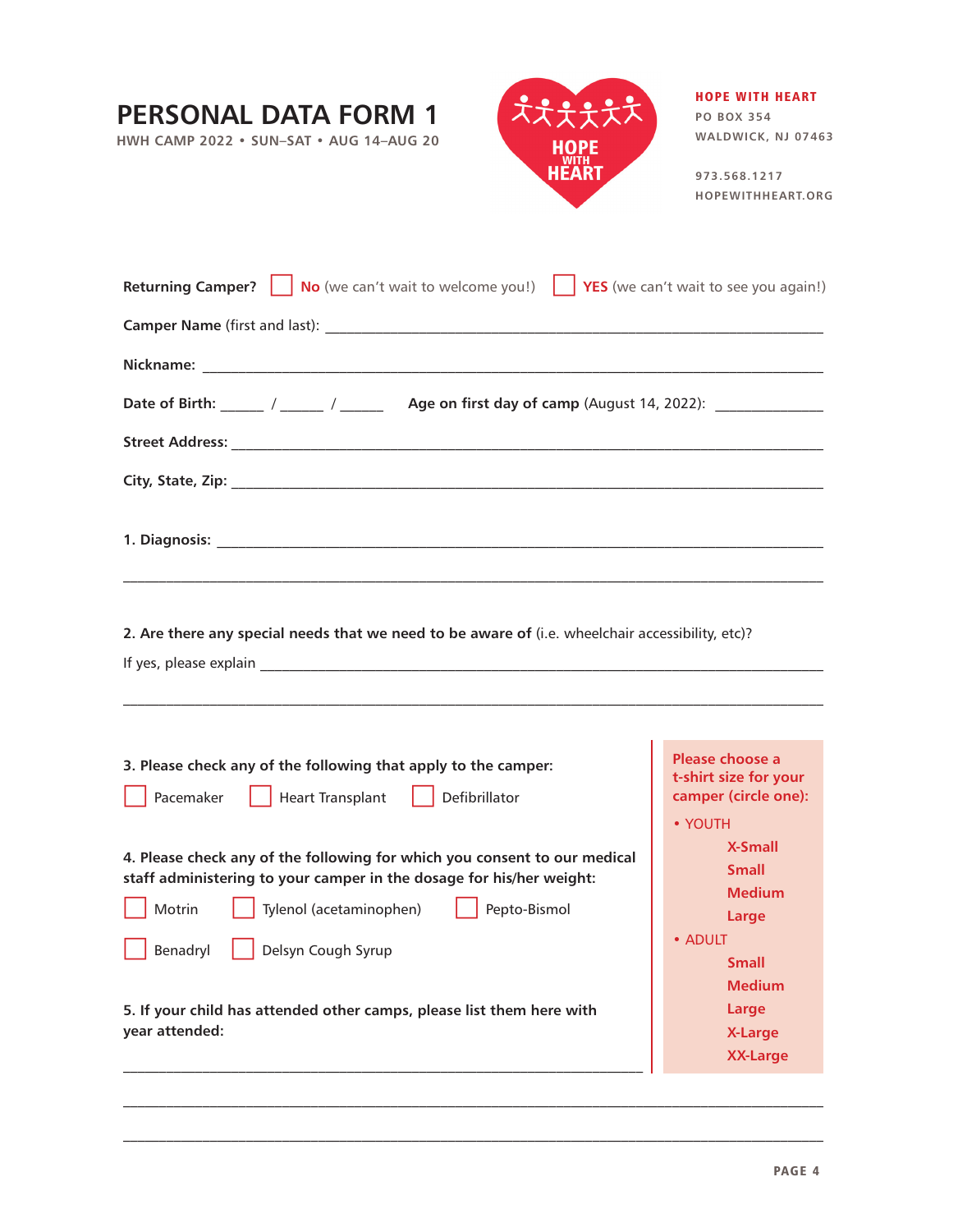# PERSONAL DATA FORM 1

HWH CAMP 2022 • SUN–SAT • AUG 14–AUG 20

**HOPE WITH HEART**
PO BOX 354
WALDWICK, NJ 07463

973.568.1217
HOPEWITHHEART.ORG

**Returning Camper?** ☐ **No** (we can't wait to welcome you!) ☐ **YES** (we can't wait to see you again!)

**Camper Name** (first and last): ___________________________________________

**Nickname:** ___________________________________________

**Date of Birth:** _____ / _____ / _____ **Age on first day of camp** (August 14, 2022): ___________

**Street Address:** ___________________________________________

**City, State, Zip:** ___________________________________________

**1. Diagnosis:** ___________________________________________

___________________________________________

**2. Are there any special needs that we need to be aware of** (i.e. wheelchair accessibility, etc)?

If yes, please explain ___________________________________________

___________________________________________

**3. Please check any of the following that apply to the camper:**

☐ Pacemaker ☐ Heart Transplant ☐ Defibrillator

**4. Please check any of the following for which you consent to our medical staff administering to your camper in the dosage for his/her weight:**

☐ Motrin ☐ Tylenol (acetaminophen) ☐ Pepto-Bismol

☐ Benadryl ☐ Delsyn Cough Syrup

**5. If your child has attended other camps, please list them here with year attended:**

___________________________________________

___________________________________________

___________________________________________

**Please choose a t-shirt size for your camper (circle one):**

- YOUTH
  - X-Small
  - Small
  - Medium
  - Large
- ADULT
  - Small
  - Medium
  - Large
  - X-Large
  - XX-Large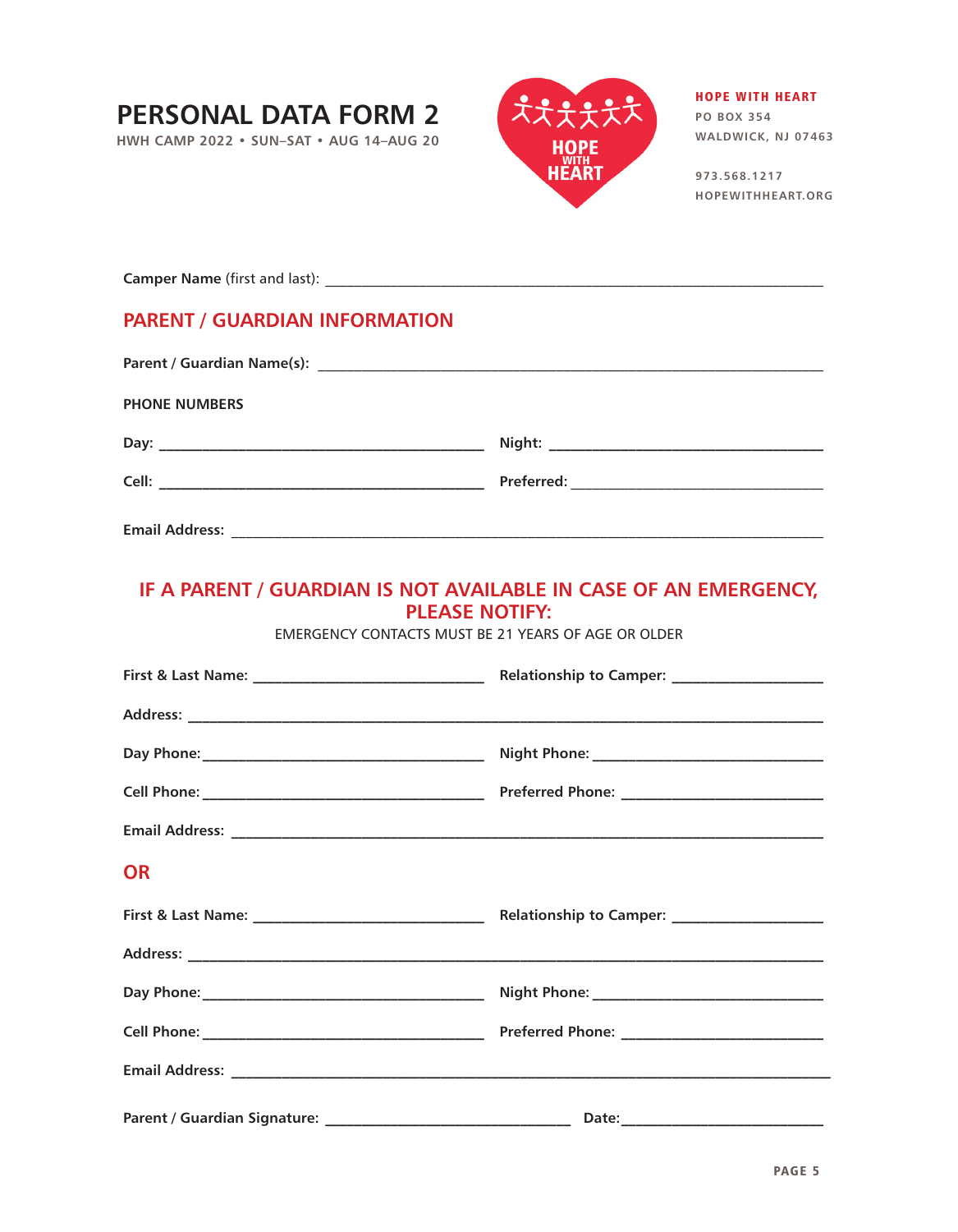# PERSONAL DATA FORM 2

HWH CAMP 2022 • SUN–SAT • AUG 14–AUG 20

**HOPE WITH HEART**
PO BOX 354
WALDWICK, NJ 07463

973.568.1217
HOPEWITHHEART.ORG

**Camper Name** (first and last): ____________________________________________

## PARENT / GUARDIAN INFORMATION

**Parent / Guardian Name(s):** ____________________________________________

**PHONE NUMBERS**

**Day:** ______________________________ **Night:** ______________________________

**Cell:** ______________________________ **Preferred:** ______________________________

**Email Address:** ____________________________________________

## IF A PARENT / GUARDIAN IS NOT AVAILABLE IN CASE OF AN EMERGENCY, PLEASE NOTIFY:

EMERGENCY CONTACTS MUST BE 21 YEARS OF AGE OR OLDER

**First & Last Name:** ______________________________ **Relationship to Camper:** ____________________

**Address:** ____________________________________________

**Day Phone:** ______________________________ **Night Phone:** ______________________________

**Cell Phone:** ______________________________ **Preferred Phone:** ______________________________

**Email Address:** ____________________________________________

## OR

**First & Last Name:** ______________________________ **Relationship to Camper:** ____________________

**Address:** ____________________________________________

**Day Phone:** ______________________________ **Night Phone:** ______________________________

**Cell Phone:** ______________________________ **Preferred Phone:** ______________________________

**Email Address:** ____________________________________________

**Parent / Guardian Signature:** ______________________________ **Date:** ____________________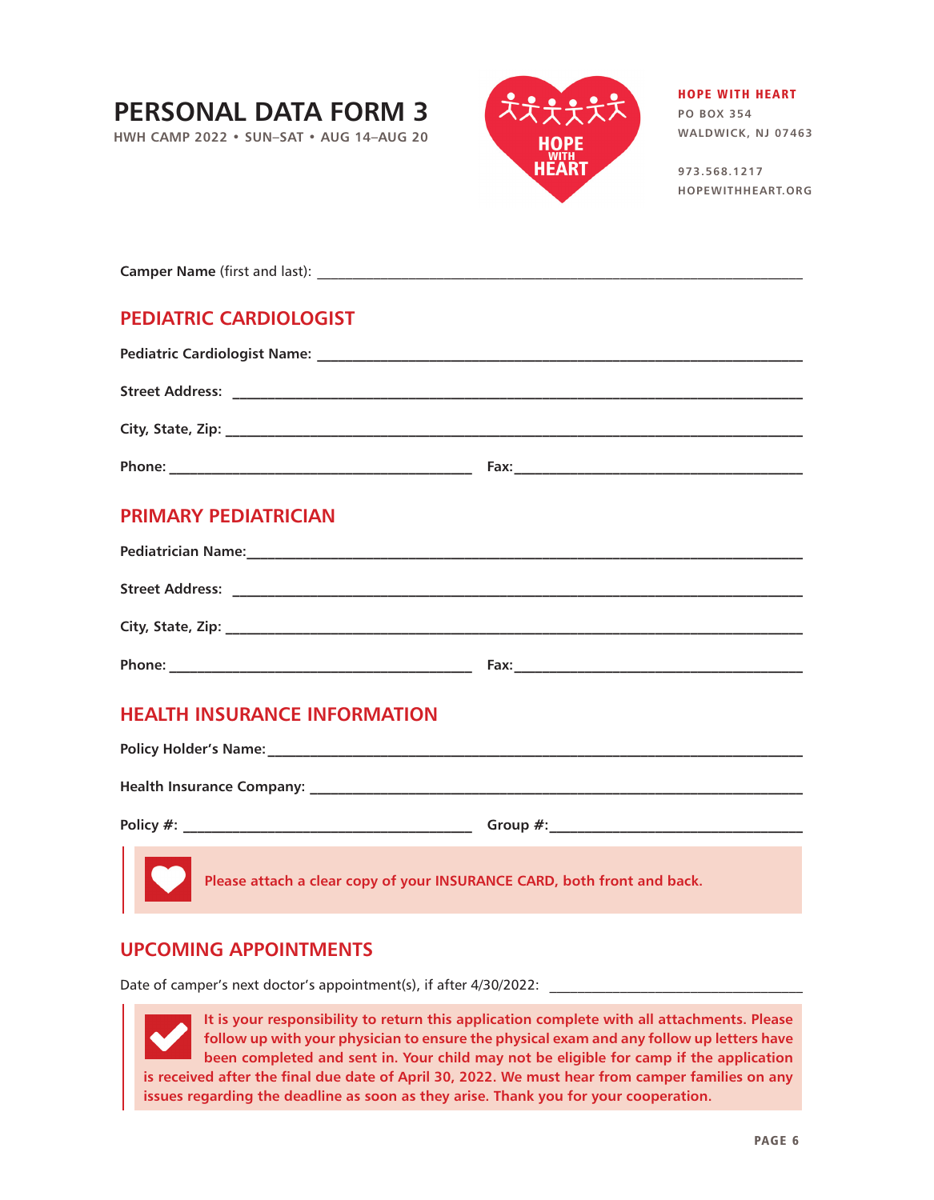# PERSONAL DATA FORM 3

**HWH CAMP 2022 • SUN–SAT • AUG 14–AUG 20**

**HOPE WITH HEART**
PO BOX 354
WALDWICK, NJ 07463

973.568.1217
HOPEWITHHEART.ORG

**Camper Name** (first and last): ______________________________

## PEDIATRIC CARDIOLOGIST

**Pediatric Cardiologist Name:** ______________________________

**Street Address:** ______________________________

**City, State, Zip:** ______________________________

**Phone:** ____________________ **Fax:** ____________________

## PRIMARY PEDIATRICIAN

**Pediatrician Name:** ______________________________

**Street Address:** ______________________________

**City, State, Zip:** ______________________________

**Phone:** ____________________ **Fax:** ____________________

## HEALTH INSURANCE INFORMATION

**Policy Holder's Name:** ______________________________

**Health Insurance Company:** ______________________________

**Policy #:** ____________________ **Group #:** ____________________

**Please attach a clear copy of your INSURANCE CARD, both front and back.**

## UPCOMING APPOINTMENTS

Date of camper's next doctor's appointment(s), if after 4/30/2022: ____________________

**It is your responsibility to return this application complete with all attachments. Please follow up with your physician to ensure the physical exam and any follow up letters have been completed and sent in. Your child may not be eligible for camp if the application is received after the final due date of April 30, 2022. We must hear from camper families on any issues regarding the deadline as soon as they arise. Thank you for your cooperation.**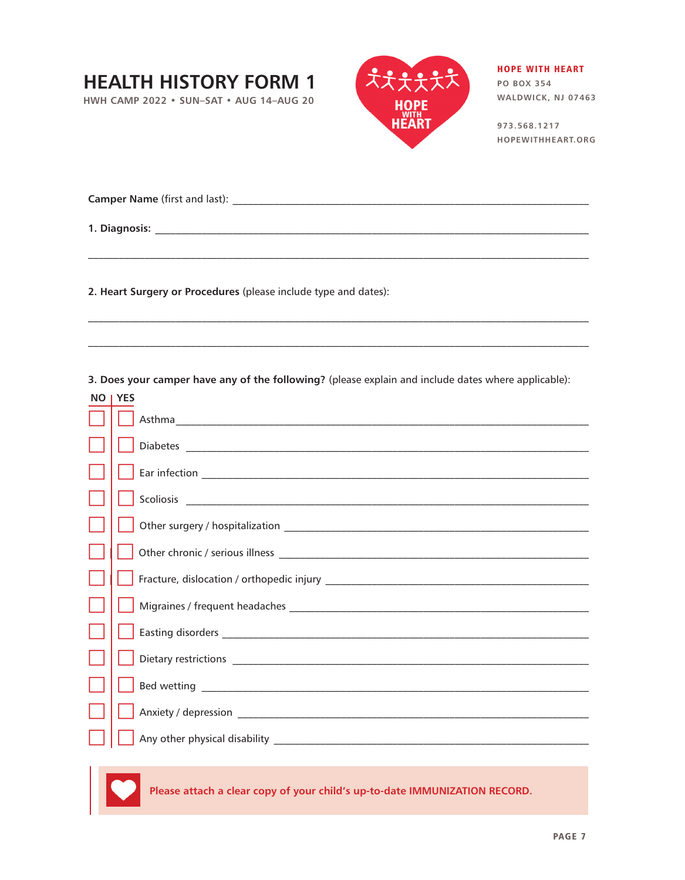# HEALTH HISTORY FORM 1

HWH CAMP 2022 • SUN–SAT • AUG 14–AUG 20

**HOPE WITH HEART**
PO BOX 354
WALDWICK, NJ 07463

973.568.1217
HOPEWITHHEART.ORG

**Camper Name** (first and last): ______________________________________________

**1. Diagnosis:** ______________________________________________

______________________________________________

**2. Heart Surgery or Procedures** (please include type and dates):

______________________________________________

______________________________________________

**3. Does your camper have any of the following?** (please explain and include dates where applicable):

| NO | YES | |
|---|---|---|
| ☐ | ☐ | Asthma ______________________________ |
| ☐ | ☐ | Diabetes ______________________________ |
| ☐ | ☐ | Ear infection ______________________________ |
| ☐ | ☐ | Scoliosis ______________________________ |
| ☐ | ☐ | Other surgery / hospitalization ______________________________ |
| ☐ | ☐ | Other chronic / serious illness ______________________________ |
| ☐ | ☐ | Fracture, dislocation / orthopedic injury ______________________________ |
| ☐ | ☐ | Migraines / frequent headaches ______________________________ |
| ☐ | ☐ | Easting disorders ______________________________ |
| ☐ | ☐ | Dietary restrictions ______________________________ |
| ☐ | ☐ | Bed wetting ______________________________ |
| ☐ | ☐ | Anxiety / depression ______________________________ |
| ☐ | ☐ | Any other physical disability ______________________________ |

**Please attach a clear copy of your child's up-to-date IMMUNIZATION RECORD.**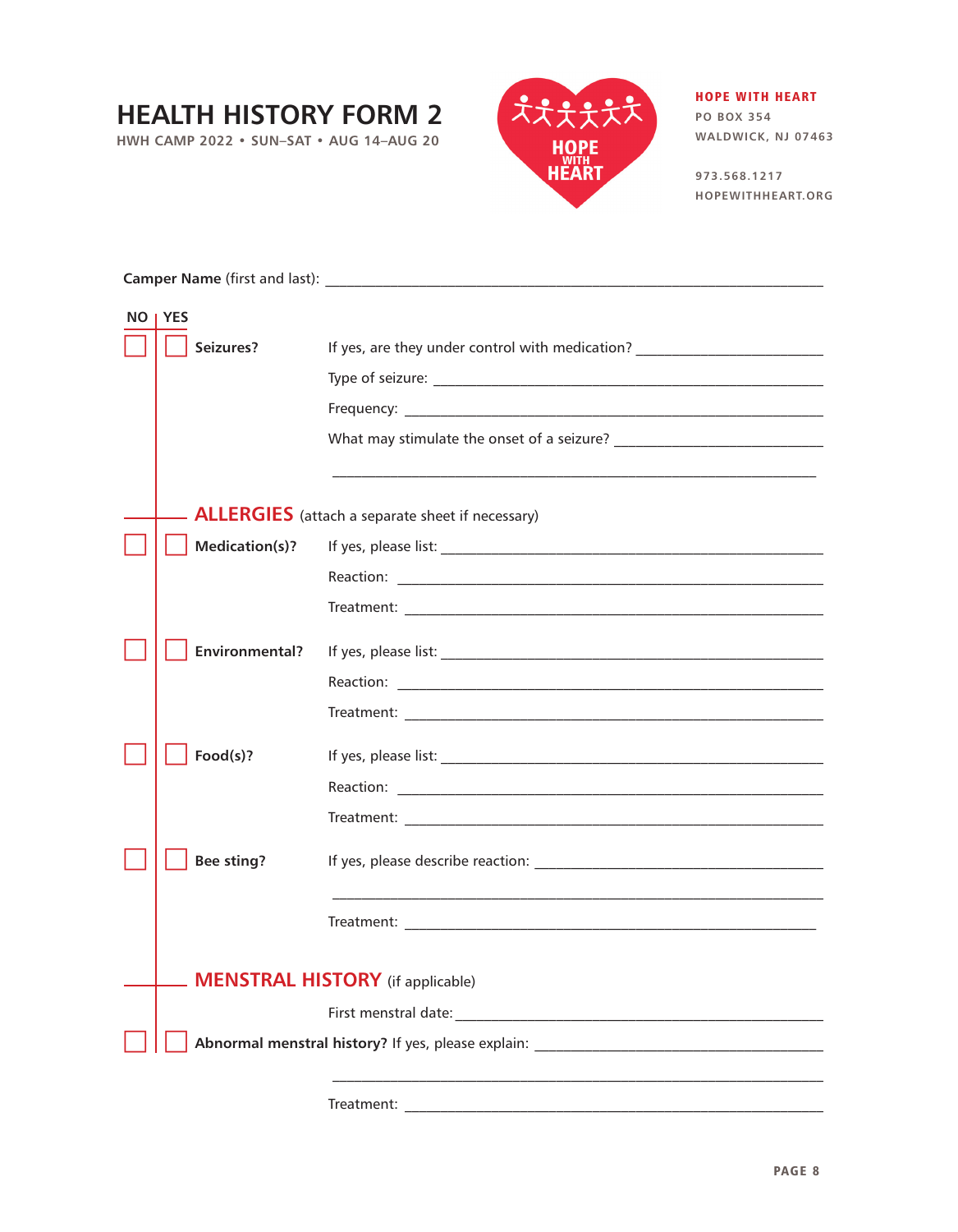# HEALTH HISTORY FORM 2

HWH CAMP 2022 • SUN–SAT • AUG 14–AUG 20

**HOPE WITH HEART**
PO BOX 354
WALDWICK, NJ 07463

973.568.1217
HOPEWITHHEART.ORG

**Camper Name** (first and last): ______________________________

| NO | YES | | |
|---|---|---|---|
| ☐ | ☐ | **Seizures?** | If yes, are they under control with medication? ______________ |
| | | | Type of seizure: ______________ |
| | | | Frequency: ______________ |
| | | | What may stimulate the onset of a seizure? ______________ |
| | | | ______________ |

## ALLERGIES (attach a separate sheet if necessary)

| NO | YES | | |
|---|---|---|---|
| ☐ | ☐ | **Medication(s)?** | If yes, please list: ______________ |
| | | | Reaction: ______________ |
| | | | Treatment: ______________ |
| ☐ | ☐ | **Environmental?** | If yes, please list: ______________ |
| | | | Reaction: ______________ |
| | | | Treatment: ______________ |
| ☐ | ☐ | **Food(s)?** | If yes, please list: ______________ |
| | | | Reaction: ______________ |
| | | | Treatment: ______________ |
| ☐ | ☐ | **Bee sting?** | If yes, please describe reaction: ______________ |
| | | | ______________ |
| | | | Treatment: ______________ |

## MENSTRAL HISTORY (if applicable)

First menstral date: ______________

☐ ☐ **Abnormal menstral history?** If yes, please explain: ______________

______________

Treatment: ______________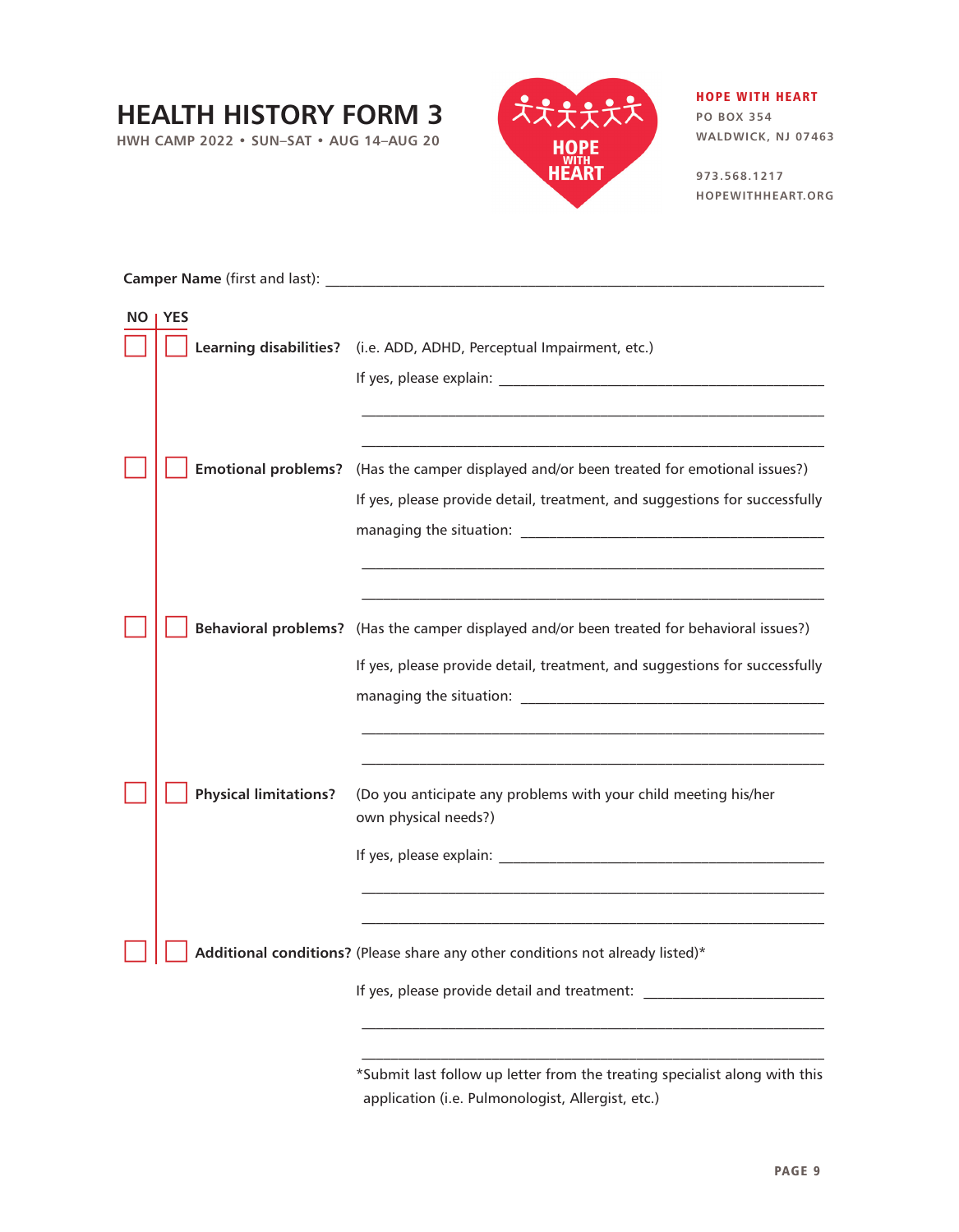# HEALTH HISTORY FORM 3

HWH CAMP 2022 • SUN–SAT • AUG 14–AUG 20

**HOPE WITH HEART**
PO BOX 354
WALDWICK, NJ 07463

973.568.1217
HOPEWITHHEART.ORG

**Camper Name** (first and last): ______________________________________________

| NO | YES | | |
|---|---|---|---|
| ☐ | ☐ | **Learning disabilities?** | (i.e. ADD, ADHD, Perceptual Impairment, etc.) |

If yes, please explain: ______________________________________________

______________________________________________

______________________________________________

| NO | YES | | |
|---|---|---|---|
| ☐ | ☐ | **Emotional problems?** | (Has the camper displayed and/or been treated for emotional issues?) |

If yes, please provide detail, treatment, and suggestions for successfully managing the situation: ______________________________________________

______________________________________________

______________________________________________

| NO | YES | | |
|---|---|---|---|
| ☐ | ☐ | **Behavioral problems?** | (Has the camper displayed and/or been treated for behavioral issues?) |

If yes, please provide detail, treatment, and suggestions for successfully managing the situation: ______________________________________________

______________________________________________

______________________________________________

| NO | YES | | |
|---|---|---|---|
| ☐ | ☐ | **Physical limitations?** | (Do you anticipate any problems with your child meeting his/her own physical needs?) |

If yes, please explain: ______________________________________________

______________________________________________

______________________________________________

| NO | YES | | |
|---|---|---|---|
| ☐ | ☐ | **Additional conditions?** | (Please share any other conditions not already listed)* |

If yes, please provide detail and treatment: ______________________________________________

______________________________________________

______________________________________________

*Submit last follow up letter from the treating specialist along with this application (i.e. Pulmonologist, Allergist, etc.)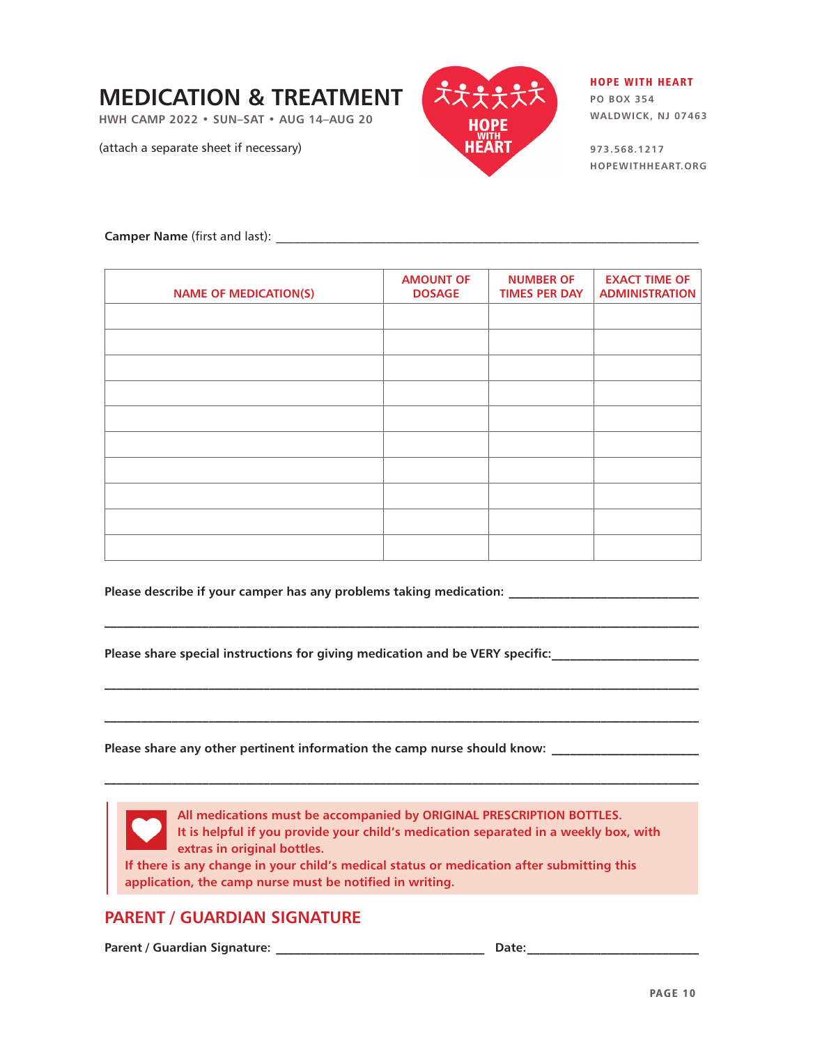# MEDICATION & TREATMENT

HWH CAMP 2022 • SUN–SAT • AUG 14–AUG 20

(attach a separate sheet if necessary)

**HOPE WITH HEART**
PO BOX 354
WALDWICK, NJ 07463

973.568.1217
HOPEWITHHEART.ORG

**Camper Name** (first and last): ____________________________________________

| NAME OF MEDICATION(S) | AMOUNT OF DOSAGE | NUMBER OF TIMES PER DAY | EXACT TIME OF ADMINISTRATION |
|---|---|---|---|
| | | | |
| | | | |
| | | | |
| | | | |
| | | | |
| | | | |
| | | | |
| | | | |
| | | | |
| | | | |

**Please describe if your camper has any problems taking medication:** ____________________

______________________________________________________________________

**Please share special instructions for giving medication and be VERY specific:** ____________

______________________________________________________________________

______________________________________________________________________

**Please share any other pertinent information the camp nurse should know:** ______________

______________________________________________________________________

**All medications must be accompanied by ORIGINAL PRESCRIPTION BOTTLES.**
**It is helpful if you provide your child's medication separated in a weekly box, with extras in original bottles.**
**If there is any change in your child's medical status or medication after submitting this application, the camp nurse must be notified in writing.**

## PARENT / GUARDIAN SIGNATURE

**Parent / Guardian Signature:** ____________________ **Date:** ____________________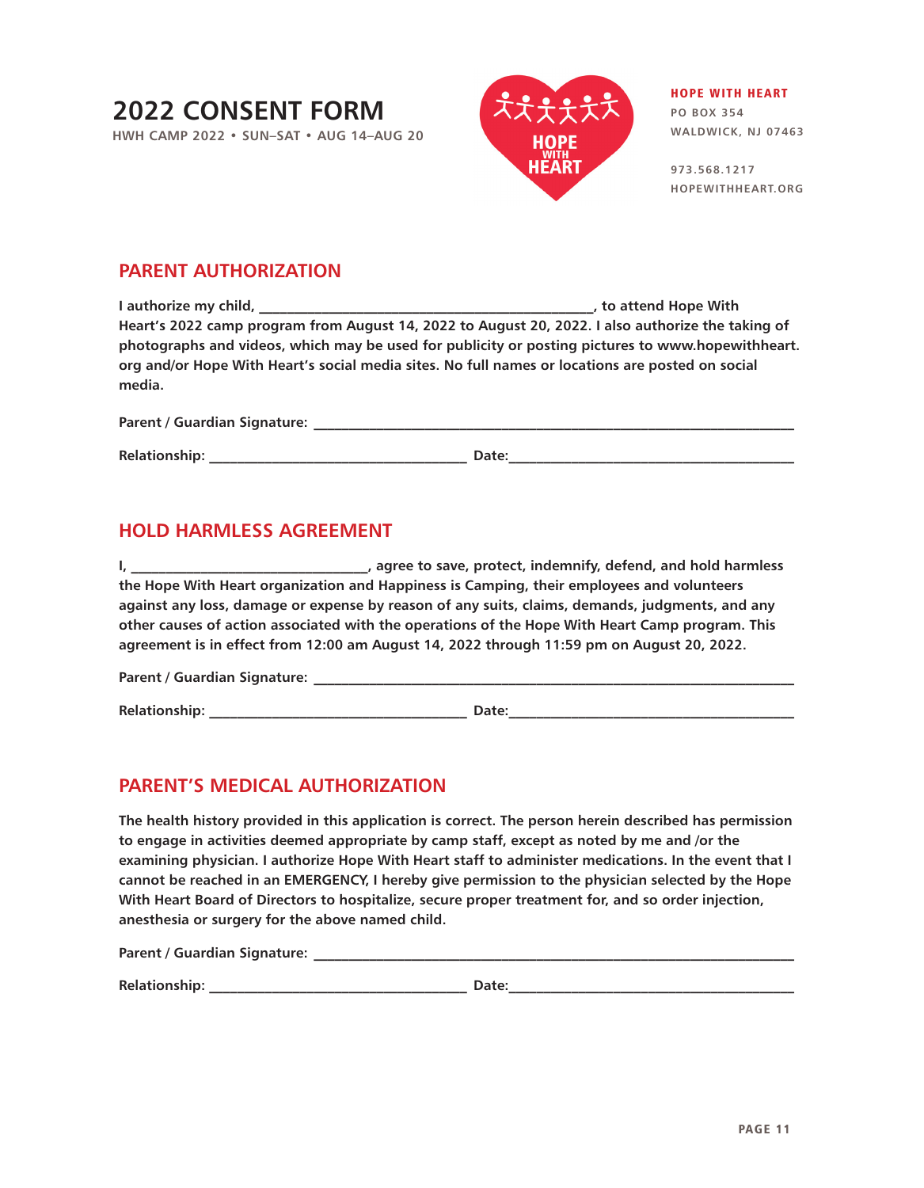# 2022 CONSENT FORM

HWH CAMP 2022 • SUN–SAT • AUG 14–AUG 20

**HOPE WITH HEART**
PO BOX 354
WALDWICK, NJ 07463

973.568.1217
HOPEWITHHEART.ORG

## PARENT AUTHORIZATION

**I authorize my child, _____________________________________________, to attend Hope With Heart's 2022 camp program from August 14, 2022 to August 20, 2022. I also authorize the taking of photographs and videos, which may be used for publicity or posting pictures to www.hopewithheart.org and/or Hope With Heart's social media sites. No full names or locations are posted on social media.**

**Parent / Guardian Signature:** _______________________________________________________________

**Relationship:** ___________________________________ **Date:**_______________________________________

## HOLD HARMLESS AGREEMENT

**I, ________________________________, agree to save, protect, indemnify, defend, and hold harmless the Hope With Heart organization and Happiness is Camping, their employees and volunteers against any loss, damage or expense by reason of any suits, claims, demands, judgments, and any other causes of action associated with the operations of the Hope With Heart Camp program. This agreement is in effect from 12:00 am August 14, 2022 through 11:59 pm on August 20, 2022.**

**Parent / Guardian Signature:** _______________________________________________________________

**Relationship:** ___________________________________ **Date:**_______________________________________

## PARENT'S MEDICAL AUTHORIZATION

**The health history provided in this application is correct. The person herein described has permission to engage in activities deemed appropriate by camp staff, except as noted by me and /or the examining physician. I authorize Hope With Heart staff to administer medications. In the event that I cannot be reached in an EMERGENCY, I hereby give permission to the physician selected by the Hope With Heart Board of Directors to hospitalize, secure proper treatment for, and so order injection, anesthesia or surgery for the above named child.**

**Parent / Guardian Signature:** _______________________________________________________________

**Relationship:** ___________________________________ **Date:**_______________________________________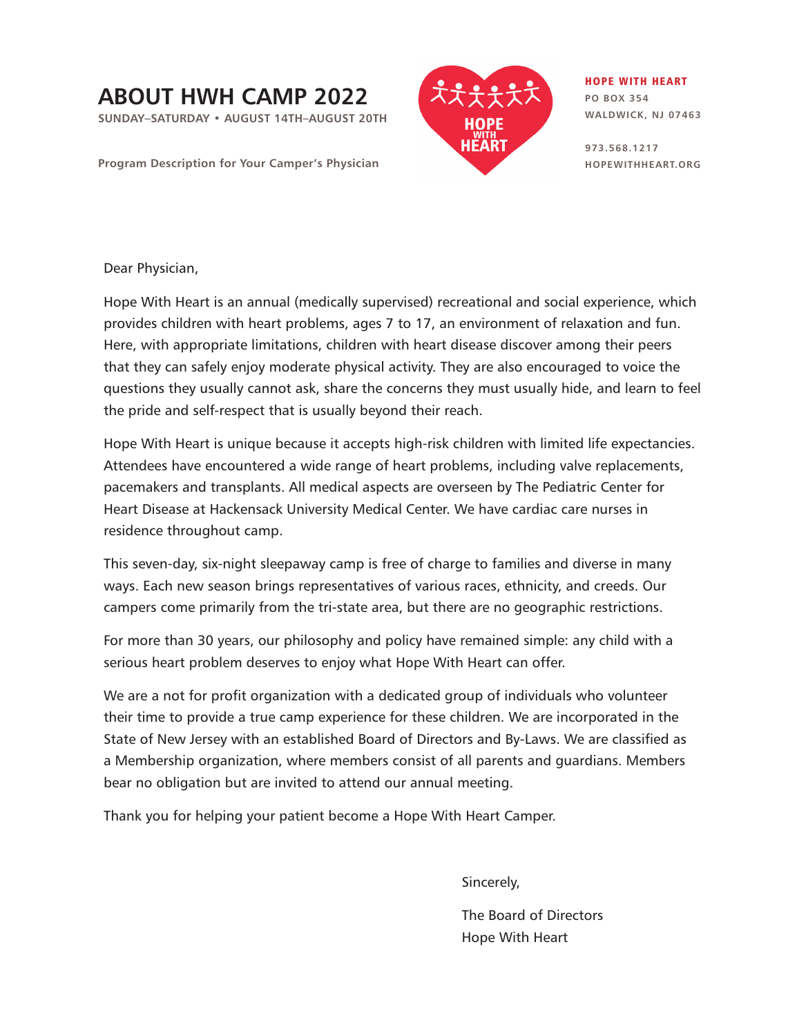# ABOUT HWH CAMP 2022

**SUNDAY–SATURDAY • AUGUST 14TH–AUGUST 20TH**

**Program Description for Your Camper's Physician**

**HOPE WITH HEART**
PO BOX 354
WALDWICK, NJ 07463

973.568.1217
HOPEWITHHEART.ORG

Dear Physician,

Hope With Heart is an annual (medically supervised) recreational and social experience, which provides children with heart problems, ages 7 to 17, an environment of relaxation and fun. Here, with appropriate limitations, children with heart disease discover among their peers that they can safely enjoy moderate physical activity. They are also encouraged to voice the questions they usually cannot ask, share the concerns they must usually hide, and learn to feel the pride and self-respect that is usually beyond their reach.

Hope With Heart is unique because it accepts high-risk children with limited life expectancies. Attendees have encountered a wide range of heart problems, including valve replacements, pacemakers and transplants. All medical aspects are overseen by The Pediatric Center for Heart Disease at Hackensack University Medical Center. We have cardiac care nurses in residence throughout camp.

This seven-day, six-night sleepaway camp is free of charge to families and diverse in many ways. Each new season brings representatives of various races, ethnicity, and creeds. Our campers come primarily from the tri-state area, but there are no geographic restrictions.

For more than 30 years, our philosophy and policy have remained simple: any child with a serious heart problem deserves to enjoy what Hope With Heart can offer.

We are a not for profit organization with a dedicated group of individuals who volunteer their time to provide a true camp experience for these children. We are incorporated in the State of New Jersey with an established Board of Directors and By-Laws. We are classified as a Membership organization, where members consist of all parents and guardians. Members bear no obligation but are invited to attend our annual meeting.

Thank you for helping your patient become a Hope With Heart Camper.

Sincerely,

The Board of Directors
Hope With Heart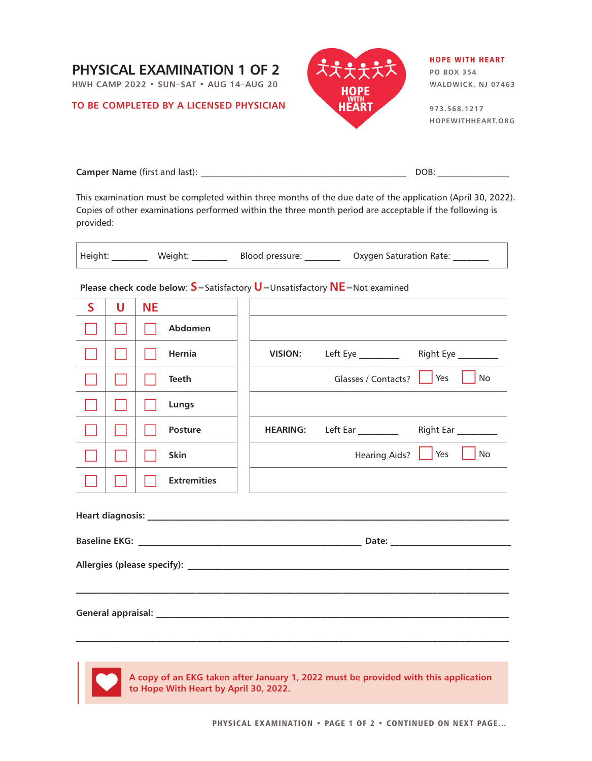# PHYSICAL EXAMINATION 1 OF 2

HWH CAMP 2022 • SUN–SAT • AUG 14–AUG 20

**TO BE COMPLETED BY A LICENSED PHYSICIAN**

**HOPE WITH HEART**
PO BOX 354
WALDWICK, NJ 07463

973.568.1217
HOPEWITHHEART.ORG

**Camper Name** (first and last): ____________________________________________ DOB: _______________

This examination must be completed within three months of the due date of the application (April 30, 2022). Copies of other examinations performed within the three month period are acceptable if the following is provided:

Height: _______ Weight: _______ Blood pressure: _______ Oxygen Saturation Rate: _______

**Please check code below**: **S**=Satisfactory **U**=Unsatisfactory **NE**=Not examined

| S | U | NE | |
|---|---|---|---|
| ☐ | ☐ | ☐ | **Abdomen** |
| ☐ | ☐ | ☐ | **Hernia** |
| ☐ | ☐ | ☐ | **Teeth** |
| ☐ | ☐ | ☐ | **Lungs** |
| ☐ | ☐ | ☐ | **Posture** |
| ☐ | ☐ | ☐ | **Skin** |
| ☐ | ☐ | ☐ | **Extremities** |

**VISION:** Left Eye ________ Right Eye ________

Glasses / Contacts? ☐ Yes ☐ No

**HEARING:** Left Ear ________ Right Ear ________

Hearing Aids? ☐ Yes ☐ No

**Heart diagnosis:** ____________________________________________________________________________

**Baseline EKG:** _______________________________________________ **Date:** _________________________

**Allergies (please specify):** ____________________________________________________________________

___________________________________________________________________________________________

**General appraisal:** ___________________________________________________________________________

___________________________________________________________________________________________

**A copy of an EKG taken after January 1, 2022 must be provided with this application to Hope With Heart by April 30, 2022.**

PHYSICAL EXAMINATION • PAGE 1 OF 2 • CONTINUED ON NEXT PAGE...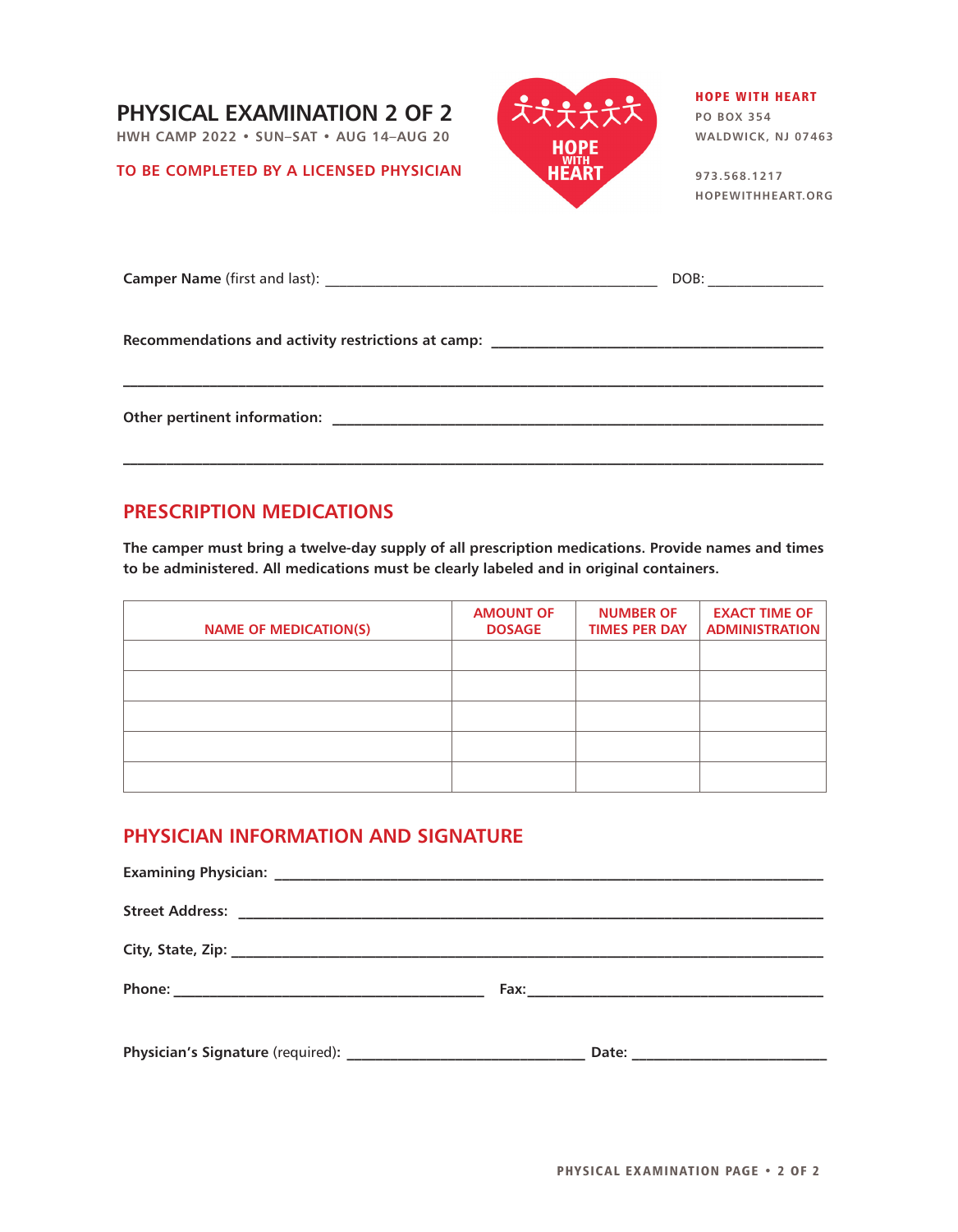# PHYSICAL EXAMINATION 2 OF 2

HWH CAMP 2022 • SUN–SAT • AUG 14–AUG 20

TO BE COMPLETED BY A LICENSED PHYSICIAN

HOPE WITH HEART
PO BOX 354
WALDWICK, NJ 07463

973.568.1217
HOPEWITHHEART.ORG

**Camper Name** (first and last): ___________________________ DOB: ______________

**Recommendations and activity restrictions at camp:** ___________________________

_______________________________________________________________

**Other pertinent information:** ___________________________

_______________________________________________________________

## PRESCRIPTION MEDICATIONS

**The camper must bring a twelve-day supply of all prescription medications. Provide names and times to be administered. All medications must be clearly labeled and in original containers.**

| NAME OF MEDICATION(S) | AMOUNT OF DOSAGE | NUMBER OF TIMES PER DAY | EXACT TIME OF ADMINISTRATION |
|---|---|---|---|
| | | | |
| | | | |
| | | | |
| | | | |
| | | | |

## PHYSICIAN INFORMATION AND SIGNATURE

**Examining Physician:** ___________________________

**Street Address:** ___________________________

**City, State, Zip:** ___________________________

**Phone:** ___________________________ **Fax:** ___________________________

**Physician's Signature** (required): ___________________________ **Date:** ______________